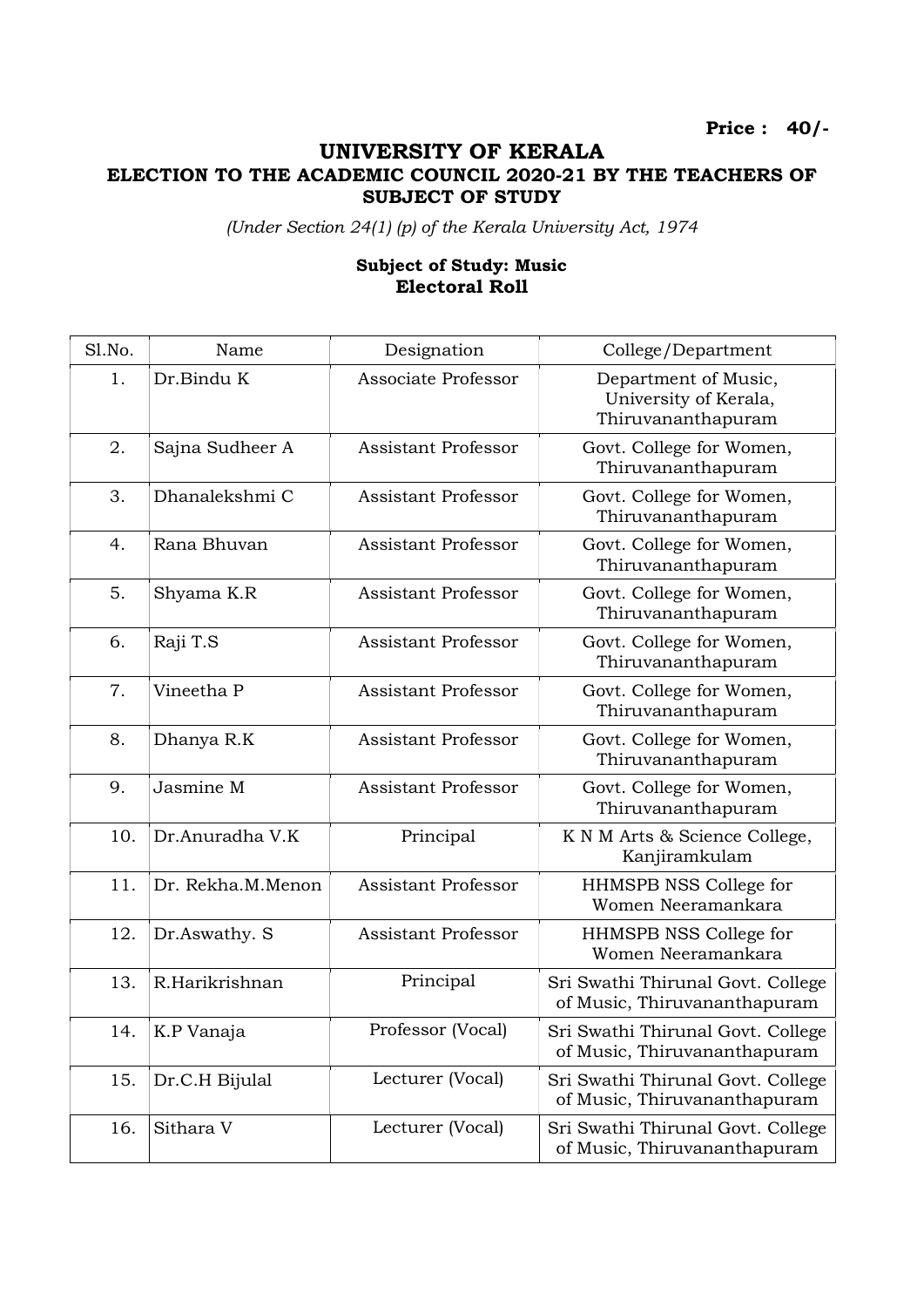**Price : 40/-**

# UNIVERSITY OF KERALA

## ELECTION TO THE ACADEMIC COUNCIL 2020-21 BY THE TEACHERS OF SUBJECT OF STUDY

*(Under Section 24(1) (p) of the Kerala University Act, 1974*

**Subject of Study: Music**
**Electoral Roll**

| Sl.No. | Name | Designation | College/Department |
|---|---|---|---|
| 1. | Dr.Bindu K | Associate Professor | Department of Music, University of Kerala, Thiruvananthapuram |
| 2. | Sajna Sudheer A | Assistant Professor | Govt. College for Women, Thiruvananthapuram |
| 3. | Dhanalekshmi C | Assistant Professor | Govt. College for Women, Thiruvananthapuram |
| 4. | Rana Bhuvan | Assistant Professor | Govt. College for Women, Thiruvananthapuram |
| 5. | Shyama K.R | Assistant Professor | Govt. College for Women, Thiruvananthapuram |
| 6. | Raji T.S | Assistant Professor | Govt. College for Women, Thiruvananthapuram |
| 7. | Vineetha P | Assistant Professor | Govt. College for Women, Thiruvananthapuram |
| 8. | Dhanya R.K | Assistant Professor | Govt. College for Women, Thiruvananthapuram |
| 9. | Jasmine M | Assistant Professor | Govt. College for Women, Thiruvananthapuram |
| 10. | Dr.Anuradha V.K | Principal | K N M Arts & Science College, Kanjiramkulam |
| 11. | Dr. Rekha.M.Menon | Assistant Professor | HHMSPB NSS College for Women Neeramankara |
| 12. | Dr.Aswathy. S | Assistant Professor | HHMSPB NSS College for Women Neeramankara |
| 13. | R.Harikrishnan | Principal | Sri Swathi Thirunal Govt. College of Music, Thiruvananthapuram |
| 14. | K.P Vanaja | Professor (Vocal) | Sri Swathi Thirunal Govt. College of Music, Thiruvananthapuram |
| 15. | Dr.C.H Bijulal | Lecturer (Vocal) | Sri Swathi Thirunal Govt. College of Music, Thiruvananthapuram |
| 16. | Sithara V | Lecturer (Vocal) | Sri Swathi Thirunal Govt. College of Music, Thiruvananthapuram |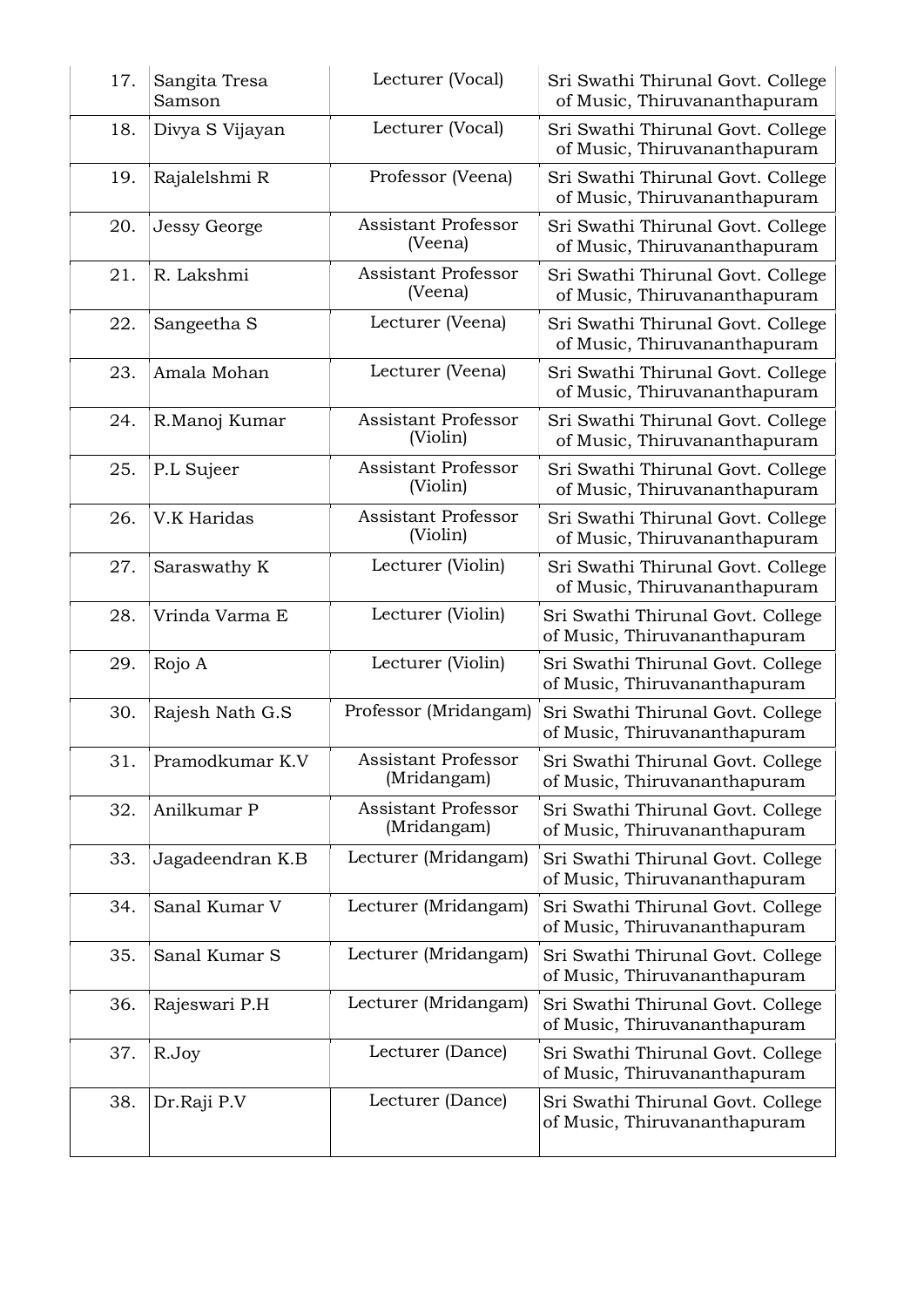| | | | |
|---|---|---|---|
| 17. | Sangita Tresa Samson | Lecturer (Vocal) | Sri Swathi Thirunal Govt. College of Music, Thiruvananthapuram |
| 18. | Divya S Vijayan | Lecturer (Vocal) | Sri Swathi Thirunal Govt. College of Music, Thiruvananthapuram |
| 19. | Rajalelshmi R | Professor (Veena) | Sri Swathi Thirunal Govt. College of Music, Thiruvananthapuram |
| 20. | Jessy George | Assistant Professor (Veena) | Sri Swathi Thirunal Govt. College of Music, Thiruvananthapuram |
| 21. | R. Lakshmi | Assistant Professor (Veena) | Sri Swathi Thirunal Govt. College of Music, Thiruvananthapuram |
| 22. | Sangeetha S | Lecturer (Veena) | Sri Swathi Thirunal Govt. College of Music, Thiruvananthapuram |
| 23. | Amala Mohan | Lecturer (Veena) | Sri Swathi Thirunal Govt. College of Music, Thiruvananthapuram |
| 24. | R.Manoj Kumar | Assistant Professor (Violin) | Sri Swathi Thirunal Govt. College of Music, Thiruvananthapuram |
| 25. | P.L Sujeer | Assistant Professor (Violin) | Sri Swathi Thirunal Govt. College of Music, Thiruvananthapuram |
| 26. | V.K Haridas | Assistant Professor (Violin) | Sri Swathi Thirunal Govt. College of Music, Thiruvananthapuram |
| 27. | Saraswathy K | Lecturer (Violin) | Sri Swathi Thirunal Govt. College of Music, Thiruvananthapuram |
| 28. | Vrinda Varma E | Lecturer (Violin) | Sri Swathi Thirunal Govt. College of Music, Thiruvananthapuram |
| 29. | Rojo A | Lecturer (Violin) | Sri Swathi Thirunal Govt. College of Music, Thiruvananthapuram |
| 30. | Rajesh Nath G.S | Professor (Mridangam) | Sri Swathi Thirunal Govt. College of Music, Thiruvananthapuram |
| 31. | Pramodkumar K.V | Assistant Professor (Mridangam) | Sri Swathi Thirunal Govt. College of Music, Thiruvananthapuram |
| 32. | Anilkumar P | Assistant Professor (Mridangam) | Sri Swathi Thirunal Govt. College of Music, Thiruvananthapuram |
| 33. | Jagadeendran K.B | Lecturer (Mridangam) | Sri Swathi Thirunal Govt. College of Music, Thiruvananthapuram |
| 34. | Sanal Kumar V | Lecturer (Mridangam) | Sri Swathi Thirunal Govt. College of Music, Thiruvananthapuram |
| 35. | Sanal Kumar S | Lecturer (Mridangam) | Sri Swathi Thirunal Govt. College of Music, Thiruvananthapuram |
| 36. | Rajeswari P.H | Lecturer (Mridangam) | Sri Swathi Thirunal Govt. College of Music, Thiruvananthapuram |
| 37. | R.Joy | Lecturer (Dance) | Sri Swathi Thirunal Govt. College of Music, Thiruvananthapuram |
| 38. | Dr.Raji P.V | Lecturer (Dance) | Sri Swathi Thirunal Govt. College of Music, Thiruvananthapuram |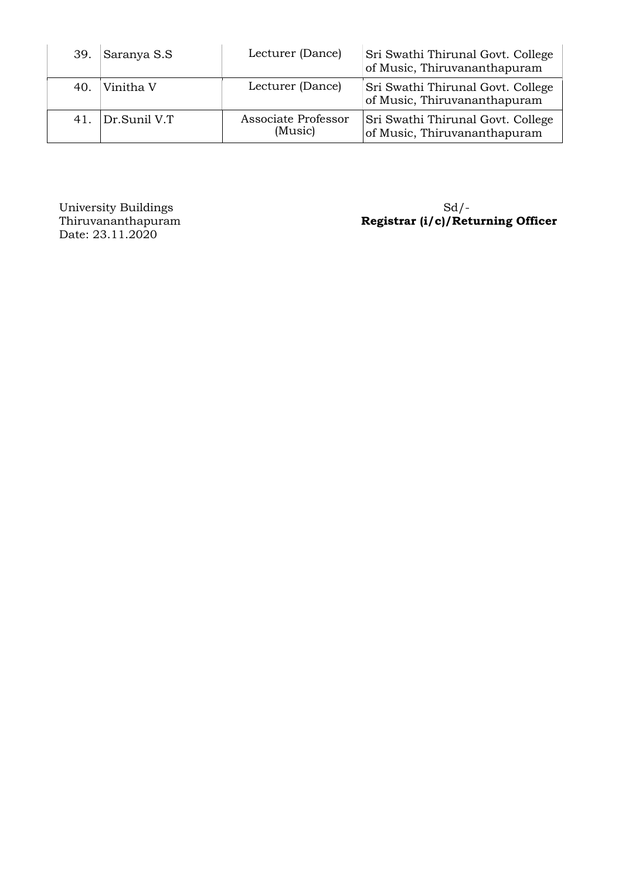| | | | |
|---|---|---|---|
| 39. | Saranya S.S | Lecturer (Dance) | Sri Swathi Thirunal Govt. College of Music, Thiruvananthapuram |
| 40. | Vinitha V | Lecturer (Dance) | Sri Swathi Thirunal Govt. College of Music, Thiruvananthapuram |
| 41. | Dr.Sunil V.T | Associate Professor (Music) | Sri Swathi Thirunal Govt. College of Music, Thiruvananthapuram |

University Buildings
Thiruvananthapuram
Date: 23.11.2020

Sd/-
**Registrar (i/c)/Returning Officer**